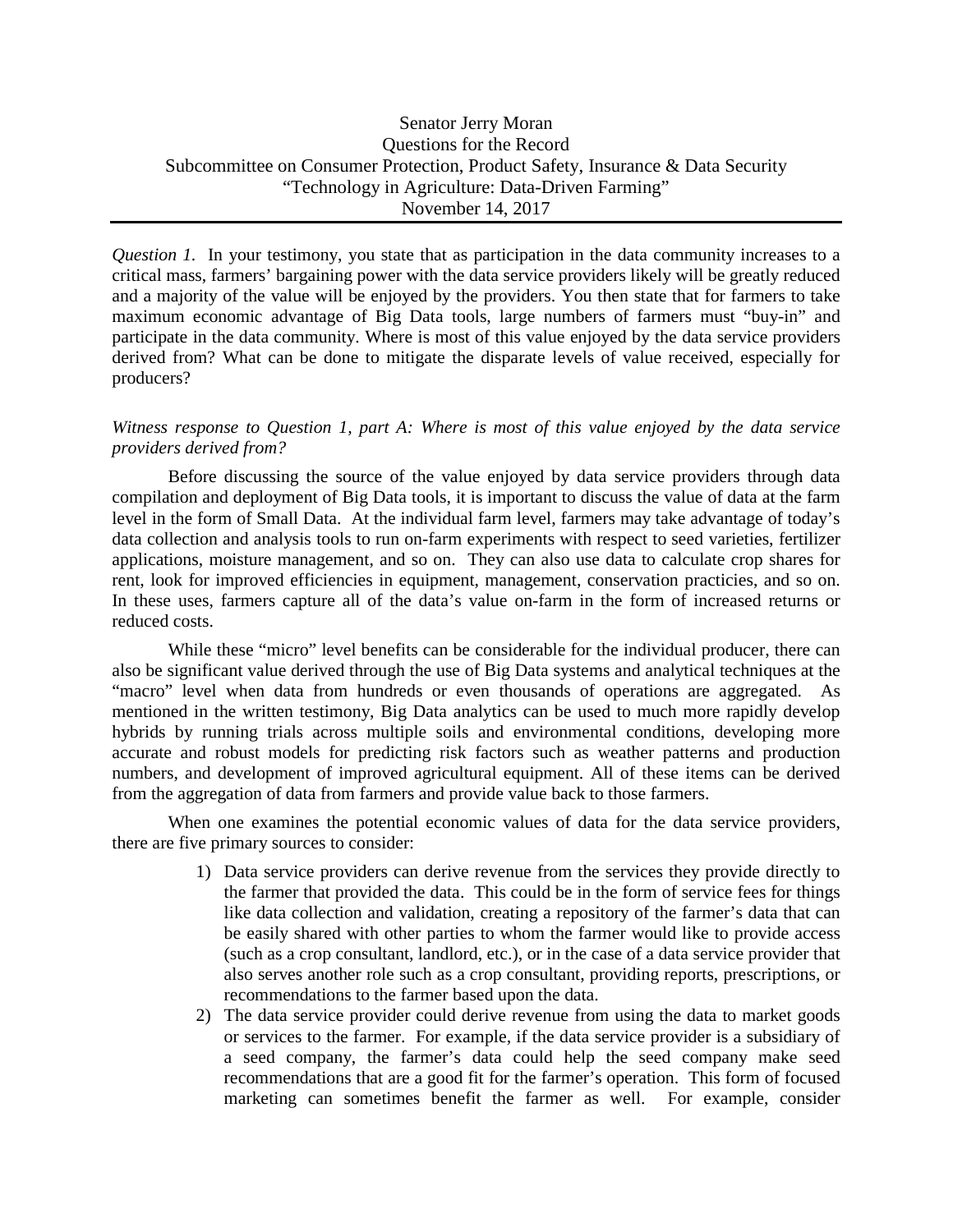Senator Jerry Moran
Questions for the Record
Subcommittee on Consumer Protection, Product Safety, Insurance & Data Security
"Technology in Agriculture: Data-Driven Farming"
November 14, 2017

---

*Question 1.* In your testimony, you state that as participation in the data community increases to a critical mass, farmers' bargaining power with the data service providers likely will be greatly reduced and a majority of the value will be enjoyed by the providers. You then state that for farmers to take maximum economic advantage of Big Data tools, large numbers of farmers must "buy-in" and participate in the data community. Where is most of this value enjoyed by the data service providers derived from? What can be done to mitigate the disparate levels of value received, especially for producers?

*Witness response to Question 1, part A: Where is most of this value enjoyed by the data service providers derived from?*

Before discussing the source of the value enjoyed by data service providers through data compilation and deployment of Big Data tools, it is important to discuss the value of data at the farm level in the form of Small Data. At the individual farm level, farmers may take advantage of today's data collection and analysis tools to run on-farm experiments with respect to seed varieties, fertilizer applications, moisture management, and so on. They can also use data to calculate crop shares for rent, look for improved efficiencies in equipment, management, conservation practicies, and so on. In these uses, farmers capture all of the data's value on-farm in the form of increased returns or reduced costs.

While these "micro" level benefits can be considerable for the individual producer, there can also be significant value derived through the use of Big Data systems and analytical techniques at the "macro" level when data from hundreds or even thousands of operations are aggregated. As mentioned in the written testimony, Big Data analytics can be used to much more rapidly develop hybrids by running trials across multiple soils and environmental conditions, developing more accurate and robust models for predicting risk factors such as weather patterns and production numbers, and development of improved agricultural equipment. All of these items can be derived from the aggregation of data from farmers and provide value back to those farmers.

When one examines the potential economic values of data for the data service providers, there are five primary sources to consider:

1) Data service providers can derive revenue from the services they provide directly to the farmer that provided the data. This could be in the form of service fees for things like data collection and validation, creating a repository of the farmer's data that can be easily shared with other parties to whom the farmer would like to provide access (such as a crop consultant, landlord, etc.), or in the case of a data service provider that also serves another role such as a crop consultant, providing reports, prescriptions, or recommendations to the farmer based upon the data.
2) The data service provider could derive revenue from using the data to market goods or services to the farmer. For example, if the data service provider is a subsidiary of a seed company, the farmer's data could help the seed company make seed recommendations that are a good fit for the farmer's operation. This form of focused marketing can sometimes benefit the farmer as well. For example, consider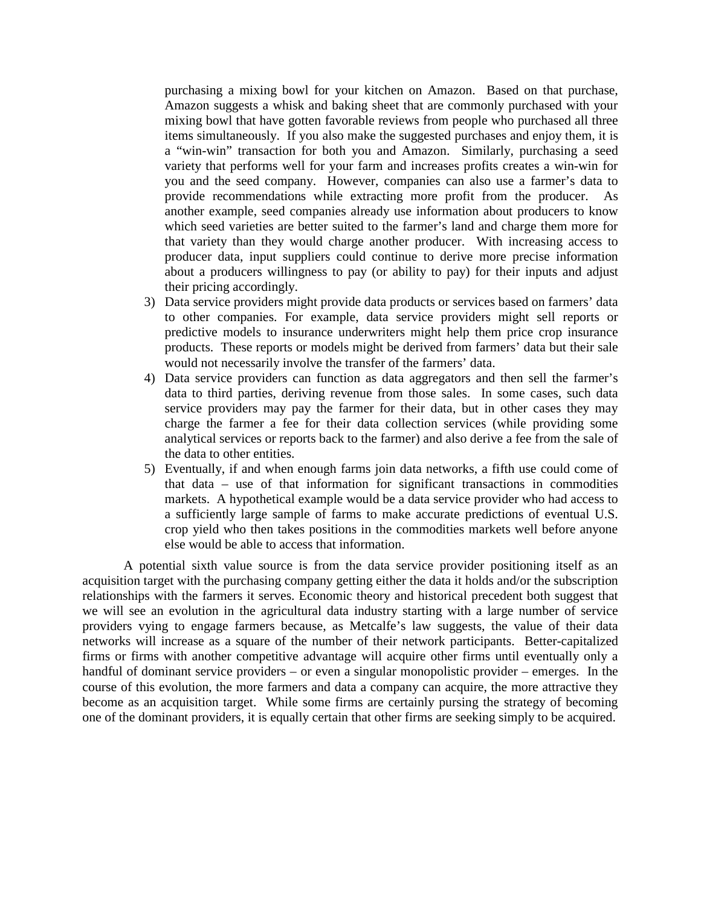purchasing a mixing bowl for your kitchen on Amazon. Based on that purchase, Amazon suggests a whisk and baking sheet that are commonly purchased with your mixing bowl that have gotten favorable reviews from people who purchased all three items simultaneously. If you also make the suggested purchases and enjoy them, it is a "win-win" transaction for both you and Amazon. Similarly, purchasing a seed variety that performs well for your farm and increases profits creates a win-win for you and the seed company. However, companies can also use a farmer's data to provide recommendations while extracting more profit from the producer. As another example, seed companies already use information about producers to know which seed varieties are better suited to the farmer's land and charge them more for that variety than they would charge another producer. With increasing access to producer data, input suppliers could continue to derive more precise information about a producers willingness to pay (or ability to pay) for their inputs and adjust their pricing accordingly.

3) Data service providers might provide data products or services based on farmers' data to other companies. For example, data service providers might sell reports or predictive models to insurance underwriters might help them price crop insurance products. These reports or models might be derived from farmers' data but their sale would not necessarily involve the transfer of the farmers' data.
4) Data service providers can function as data aggregators and then sell the farmer's data to third parties, deriving revenue from those sales. In some cases, such data service providers may pay the farmer for their data, but in other cases they may charge the farmer a fee for their data collection services (while providing some analytical services or reports back to the farmer) and also derive a fee from the sale of the data to other entities.
5) Eventually, if and when enough farms join data networks, a fifth use could come of that data – use of that information for significant transactions in commodities markets. A hypothetical example would be a data service provider who had access to a sufficiently large sample of farms to make accurate predictions of eventual U.S. crop yield who then takes positions in the commodities markets well before anyone else would be able to access that information.

A potential sixth value source is from the data service provider positioning itself as an acquisition target with the purchasing company getting either the data it holds and/or the subscription relationships with the farmers it serves. Economic theory and historical precedent both suggest that we will see an evolution in the agricultural data industry starting with a large number of service providers vying to engage farmers because, as Metcalfe's law suggests, the value of their data networks will increase as a square of the number of their network participants. Better-capitalized firms or firms with another competitive advantage will acquire other firms until eventually only a handful of dominant service providers – or even a singular monopolistic provider – emerges. In the course of this evolution, the more farmers and data a company can acquire, the more attractive they become as an acquisition target. While some firms are certainly pursing the strategy of becoming one of the dominant providers, it is equally certain that other firms are seeking simply to be acquired.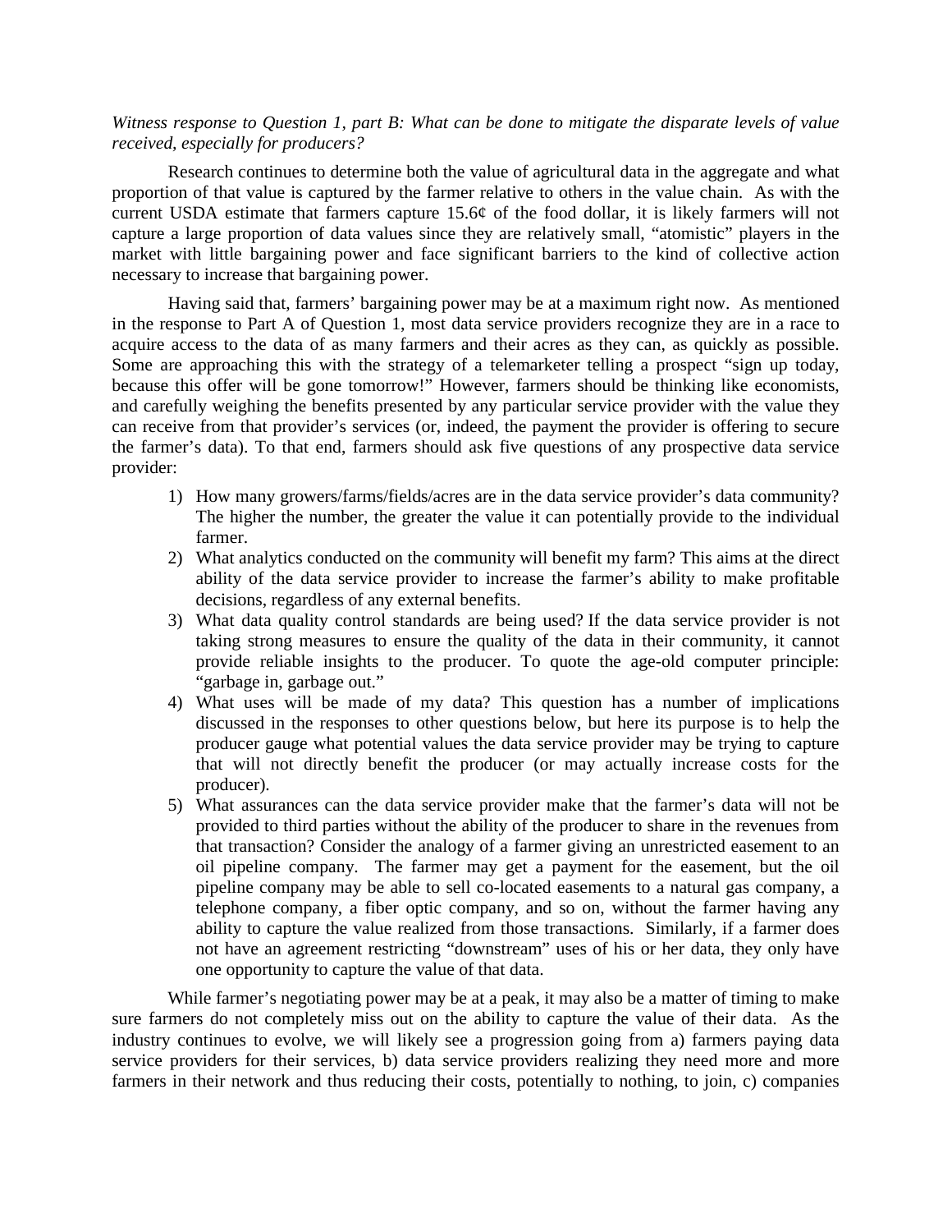*Witness response to Question 1, part B: What can be done to mitigate the disparate levels of value received, especially for producers?*

Research continues to determine both the value of agricultural data in the aggregate and what proportion of that value is captured by the farmer relative to others in the value chain. As with the current USDA estimate that farmers capture 15.6¢ of the food dollar, it is likely farmers will not capture a large proportion of data values since they are relatively small, "atomistic" players in the market with little bargaining power and face significant barriers to the kind of collective action necessary to increase that bargaining power.

Having said that, farmers' bargaining power may be at a maximum right now. As mentioned in the response to Part A of Question 1, most data service providers recognize they are in a race to acquire access to the data of as many farmers and their acres as they can, as quickly as possible. Some are approaching this with the strategy of a telemarketer telling a prospect "sign up today, because this offer will be gone tomorrow!" However, farmers should be thinking like economists, and carefully weighing the benefits presented by any particular service provider with the value they can receive from that provider's services (or, indeed, the payment the provider is offering to secure the farmer's data). To that end, farmers should ask five questions of any prospective data service provider:

1) How many growers/farms/fields/acres are in the data service provider's data community? The higher the number, the greater the value it can potentially provide to the individual farmer.
2) What analytics conducted on the community will benefit my farm? This aims at the direct ability of the data service provider to increase the farmer's ability to make profitable decisions, regardless of any external benefits.
3) What data quality control standards are being used? If the data service provider is not taking strong measures to ensure the quality of the data in their community, it cannot provide reliable insights to the producer. To quote the age-old computer principle: "garbage in, garbage out."
4) What uses will be made of my data? This question has a number of implications discussed in the responses to other questions below, but here its purpose is to help the producer gauge what potential values the data service provider may be trying to capture that will not directly benefit the producer (or may actually increase costs for the producer).
5) What assurances can the data service provider make that the farmer's data will not be provided to third parties without the ability of the producer to share in the revenues from that transaction? Consider the analogy of a farmer giving an unrestricted easement to an oil pipeline company. The farmer may get a payment for the easement, but the oil pipeline company may be able to sell co-located easements to a natural gas company, a telephone company, a fiber optic company, and so on, without the farmer having any ability to capture the value realized from those transactions. Similarly, if a farmer does not have an agreement restricting "downstream" uses of his or her data, they only have one opportunity to capture the value of that data.

While farmer's negotiating power may be at a peak, it may also be a matter of timing to make sure farmers do not completely miss out on the ability to capture the value of their data. As the industry continues to evolve, we will likely see a progression going from a) farmers paying data service providers for their services, b) data service providers realizing they need more and more farmers in their network and thus reducing their costs, potentially to nothing, to join, c) companies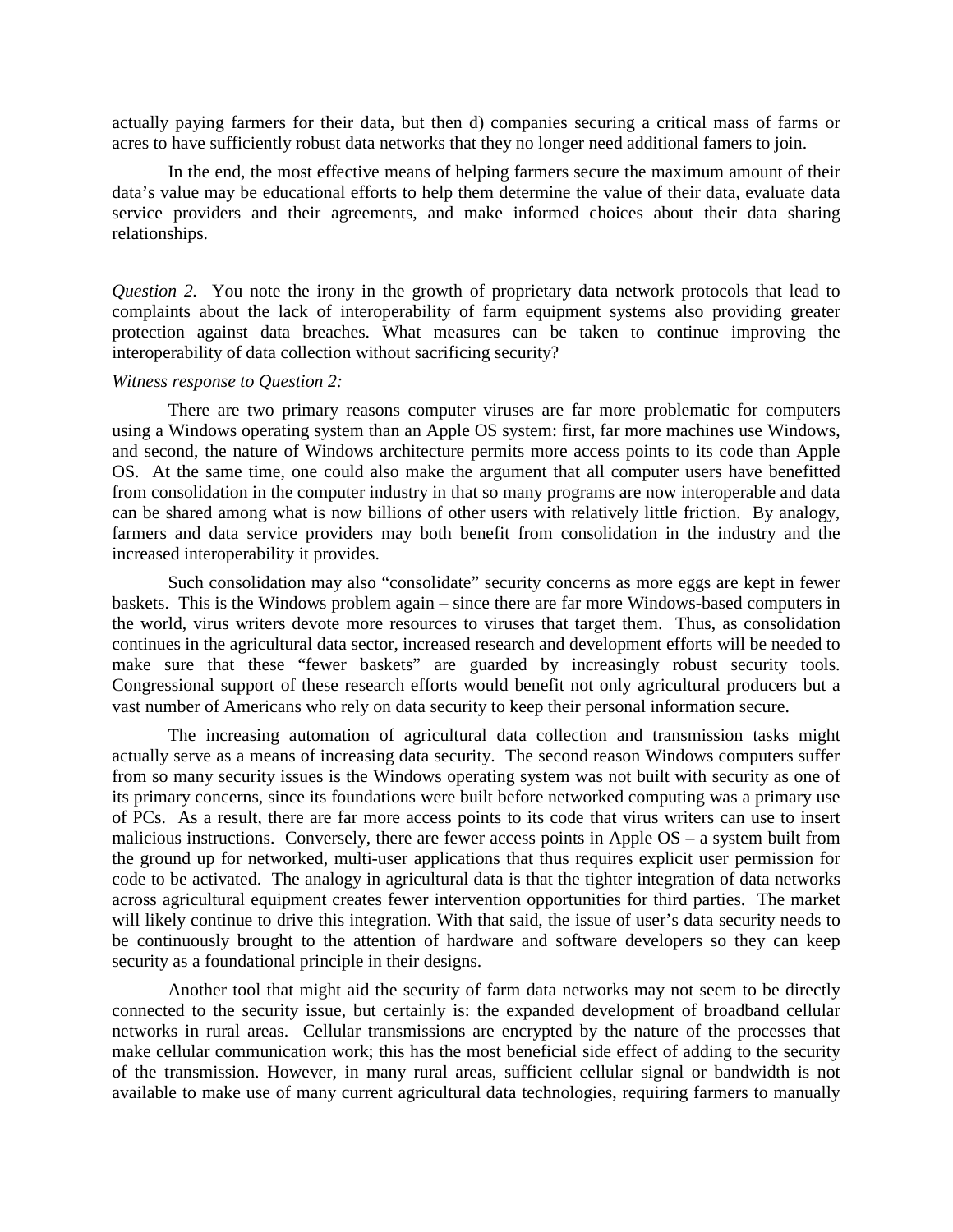actually paying farmers for their data, but then d) companies securing a critical mass of farms or acres to have sufficiently robust data networks that they no longer need additional famers to join.

In the end, the most effective means of helping farmers secure the maximum amount of their data's value may be educational efforts to help them determine the value of their data, evaluate data service providers and their agreements, and make informed choices about their data sharing relationships.

*Question 2.* You note the irony in the growth of proprietary data network protocols that lead to complaints about the lack of interoperability of farm equipment systems also providing greater protection against data breaches. What measures can be taken to continue improving the interoperability of data collection without sacrificing security?

*Witness response to Question 2:*

There are two primary reasons computer viruses are far more problematic for computers using a Windows operating system than an Apple OS system: first, far more machines use Windows, and second, the nature of Windows architecture permits more access points to its code than Apple OS. At the same time, one could also make the argument that all computer users have benefitted from consolidation in the computer industry in that so many programs are now interoperable and data can be shared among what is now billions of other users with relatively little friction. By analogy, farmers and data service providers may both benefit from consolidation in the industry and the increased interoperability it provides.

Such consolidation may also "consolidate" security concerns as more eggs are kept in fewer baskets. This is the Windows problem again – since there are far more Windows-based computers in the world, virus writers devote more resources to viruses that target them. Thus, as consolidation continues in the agricultural data sector, increased research and development efforts will be needed to make sure that these "fewer baskets" are guarded by increasingly robust security tools. Congressional support of these research efforts would benefit not only agricultural producers but a vast number of Americans who rely on data security to keep their personal information secure.

The increasing automation of agricultural data collection and transmission tasks might actually serve as a means of increasing data security. The second reason Windows computers suffer from so many security issues is the Windows operating system was not built with security as one of its primary concerns, since its foundations were built before networked computing was a primary use of PCs. As a result, there are far more access points to its code that virus writers can use to insert malicious instructions. Conversely, there are fewer access points in Apple OS – a system built from the ground up for networked, multi-user applications that thus requires explicit user permission for code to be activated. The analogy in agricultural data is that the tighter integration of data networks across agricultural equipment creates fewer intervention opportunities for third parties. The market will likely continue to drive this integration. With that said, the issue of user's data security needs to be continuously brought to the attention of hardware and software developers so they can keep security as a foundational principle in their designs.

Another tool that might aid the security of farm data networks may not seem to be directly connected to the security issue, but certainly is: the expanded development of broadband cellular networks in rural areas. Cellular transmissions are encrypted by the nature of the processes that make cellular communication work; this has the most beneficial side effect of adding to the security of the transmission. However, in many rural areas, sufficient cellular signal or bandwidth is not available to make use of many current agricultural data technologies, requiring farmers to manually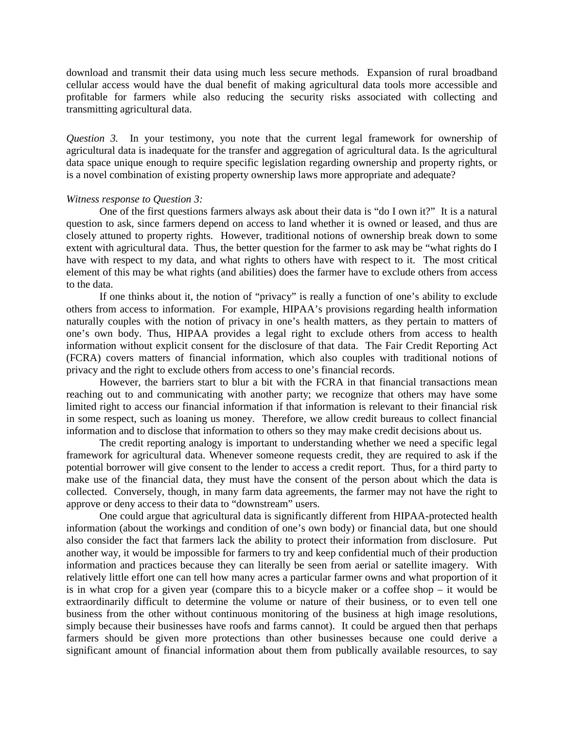download and transmit their data using much less secure methods. Expansion of rural broadband cellular access would have the dual benefit of making agricultural data tools more accessible and profitable for farmers while also reducing the security risks associated with collecting and transmitting agricultural data.

*Question 3.* In your testimony, you note that the current legal framework for ownership of agricultural data is inadequate for the transfer and aggregation of agricultural data. Is the agricultural data space unique enough to require specific legislation regarding ownership and property rights, or is a novel combination of existing property ownership laws more appropriate and adequate?

*Witness response to Question 3:*

One of the first questions farmers always ask about their data is "do I own it?" It is a natural question to ask, since farmers depend on access to land whether it is owned or leased, and thus are closely attuned to property rights. However, traditional notions of ownership break down to some extent with agricultural data. Thus, the better question for the farmer to ask may be "what rights do I have with respect to my data, and what rights to others have with respect to it. The most critical element of this may be what rights (and abilities) does the farmer have to exclude others from access to the data.

If one thinks about it, the notion of "privacy" is really a function of one's ability to exclude others from access to information. For example, HIPAA's provisions regarding health information naturally couples with the notion of privacy in one's health matters, as they pertain to matters of one's own body. Thus, HIPAA provides a legal right to exclude others from access to health information without explicit consent for the disclosure of that data. The Fair Credit Reporting Act (FCRA) covers matters of financial information, which also couples with traditional notions of privacy and the right to exclude others from access to one's financial records.

However, the barriers start to blur a bit with the FCRA in that financial transactions mean reaching out to and communicating with another party; we recognize that others may have some limited right to access our financial information if that information is relevant to their financial risk in some respect, such as loaning us money. Therefore, we allow credit bureaus to collect financial information and to disclose that information to others so they may make credit decisions about us.

The credit reporting analogy is important to understanding whether we need a specific legal framework for agricultural data. Whenever someone requests credit, they are required to ask if the potential borrower will give consent to the lender to access a credit report. Thus, for a third party to make use of the financial data, they must have the consent of the person about which the data is collected. Conversely, though, in many farm data agreements, the farmer may not have the right to approve or deny access to their data to "downstream" users.

One could argue that agricultural data is significantly different from HIPAA-protected health information (about the workings and condition of one's own body) or financial data, but one should also consider the fact that farmers lack the ability to protect their information from disclosure. Put another way, it would be impossible for farmers to try and keep confidential much of their production information and practices because they can literally be seen from aerial or satellite imagery. With relatively little effort one can tell how many acres a particular farmer owns and what proportion of it is in what crop for a given year (compare this to a bicycle maker or a coffee shop – it would be extraordinarily difficult to determine the volume or nature of their business, or to even tell one business from the other without continuous monitoring of the business at high image resolutions, simply because their businesses have roofs and farms cannot). It could be argued then that perhaps farmers should be given more protections than other businesses because one could derive a significant amount of financial information about them from publically available resources, to say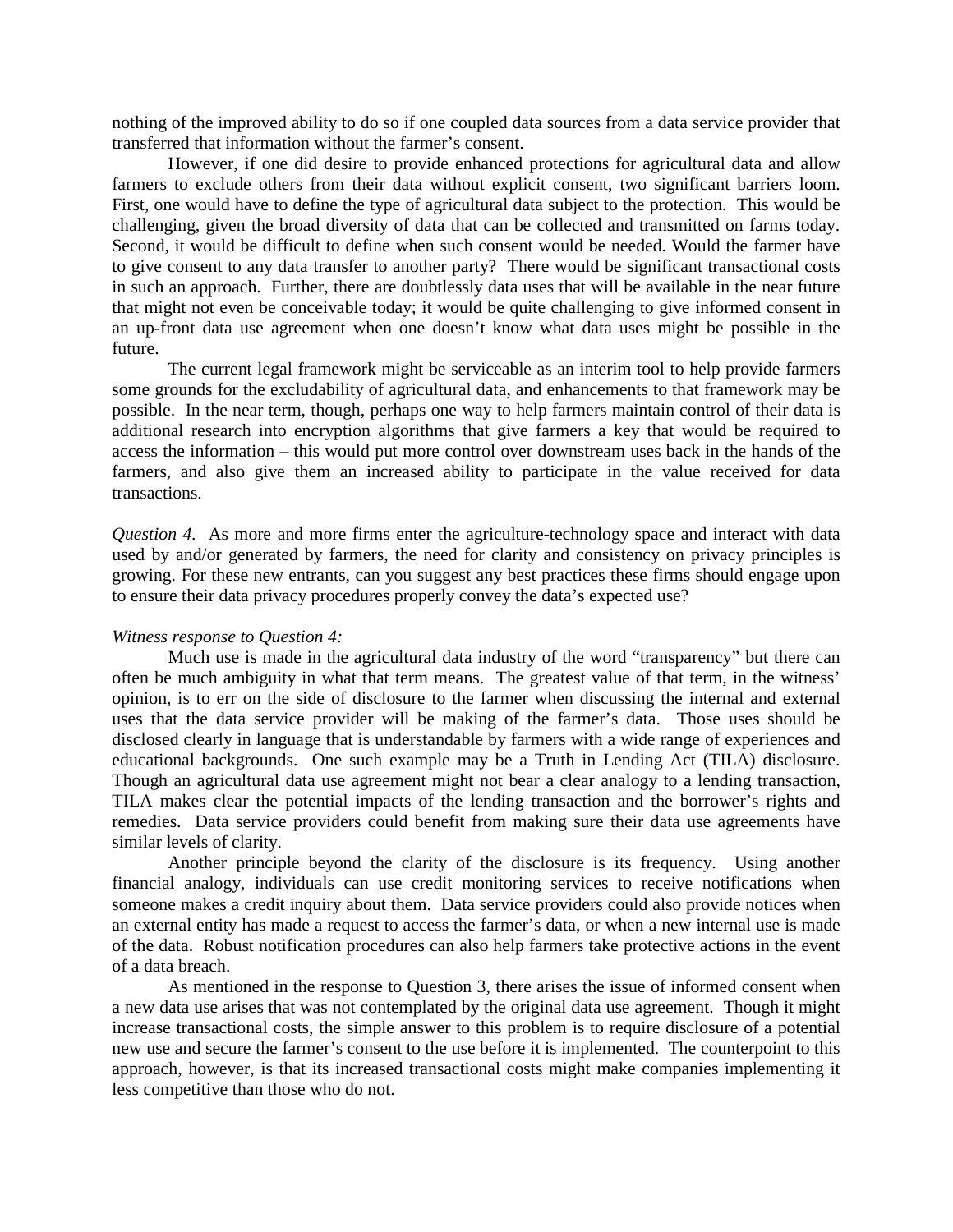nothing of the improved ability to do so if one coupled data sources from a data service provider that transferred that information without the farmer's consent.

However, if one did desire to provide enhanced protections for agricultural data and allow farmers to exclude others from their data without explicit consent, two significant barriers loom. First, one would have to define the type of agricultural data subject to the protection. This would be challenging, given the broad diversity of data that can be collected and transmitted on farms today. Second, it would be difficult to define when such consent would be needed. Would the farmer have to give consent to any data transfer to another party? There would be significant transactional costs in such an approach. Further, there are doubtlessly data uses that will be available in the near future that might not even be conceivable today; it would be quite challenging to give informed consent in an up-front data use agreement when one doesn't know what data uses might be possible in the future.

The current legal framework might be serviceable as an interim tool to help provide farmers some grounds for the excludability of agricultural data, and enhancements to that framework may be possible. In the near term, though, perhaps one way to help farmers maintain control of their data is additional research into encryption algorithms that give farmers a key that would be required to access the information – this would put more control over downstream uses back in the hands of the farmers, and also give them an increased ability to participate in the value received for data transactions.

*Question 4.* As more and more firms enter the agriculture-technology space and interact with data used by and/or generated by farmers, the need for clarity and consistency on privacy principles is growing. For these new entrants, can you suggest any best practices these firms should engage upon to ensure their data privacy procedures properly convey the data's expected use?

*Witness response to Question 4:*

Much use is made in the agricultural data industry of the word "transparency" but there can often be much ambiguity in what that term means. The greatest value of that term, in the witness' opinion, is to err on the side of disclosure to the farmer when discussing the internal and external uses that the data service provider will be making of the farmer's data. Those uses should be disclosed clearly in language that is understandable by farmers with a wide range of experiences and educational backgrounds. One such example may be a Truth in Lending Act (TILA) disclosure. Though an agricultural data use agreement might not bear a clear analogy to a lending transaction, TILA makes clear the potential impacts of the lending transaction and the borrower's rights and remedies. Data service providers could benefit from making sure their data use agreements have similar levels of clarity.

Another principle beyond the clarity of the disclosure is its frequency. Using another financial analogy, individuals can use credit monitoring services to receive notifications when someone makes a credit inquiry about them. Data service providers could also provide notices when an external entity has made a request to access the farmer's data, or when a new internal use is made of the data. Robust notification procedures can also help farmers take protective actions in the event of a data breach.

As mentioned in the response to Question 3, there arises the issue of informed consent when a new data use arises that was not contemplated by the original data use agreement. Though it might increase transactional costs, the simple answer to this problem is to require disclosure of a potential new use and secure the farmer's consent to the use before it is implemented. The counterpoint to this approach, however, is that its increased transactional costs might make companies implementing it less competitive than those who do not.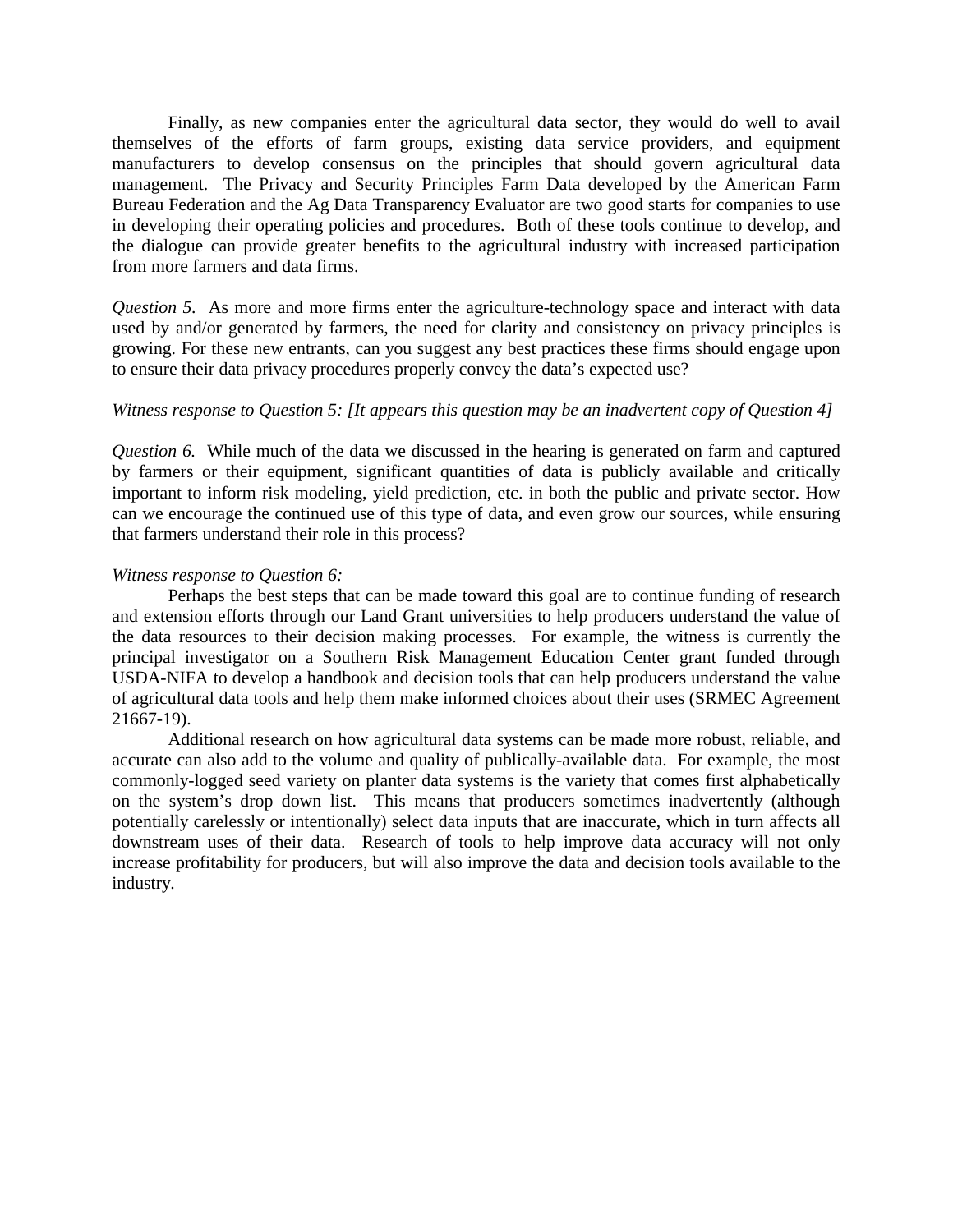Finally, as new companies enter the agricultural data sector, they would do well to avail themselves of the efforts of farm groups, existing data service providers, and equipment manufacturers to develop consensus on the principles that should govern agricultural data management. The Privacy and Security Principles Farm Data developed by the American Farm Bureau Federation and the Ag Data Transparency Evaluator are two good starts for companies to use in developing their operating policies and procedures. Both of these tools continue to develop, and the dialogue can provide greater benefits to the agricultural industry with increased participation from more farmers and data firms.

*Question 5.* As more and more firms enter the agriculture-technology space and interact with data used by and/or generated by farmers, the need for clarity and consistency on privacy principles is growing. For these new entrants, can you suggest any best practices these firms should engage upon to ensure their data privacy procedures properly convey the data's expected use?

*Witness response to Question 5: [It appears this question may be an inadvertent copy of Question 4]*

*Question 6.* While much of the data we discussed in the hearing is generated on farm and captured by farmers or their equipment, significant quantities of data is publicly available and critically important to inform risk modeling, yield prediction, etc. in both the public and private sector. How can we encourage the continued use of this type of data, and even grow our sources, while ensuring that farmers understand their role in this process?

*Witness response to Question 6:*

Perhaps the best steps that can be made toward this goal are to continue funding of research and extension efforts through our Land Grant universities to help producers understand the value of the data resources to their decision making processes. For example, the witness is currently the principal investigator on a Southern Risk Management Education Center grant funded through USDA-NIFA to develop a handbook and decision tools that can help producers understand the value of agricultural data tools and help them make informed choices about their uses (SRMEC Agreement 21667-19).

Additional research on how agricultural data systems can be made more robust, reliable, and accurate can also add to the volume and quality of publically-available data. For example, the most commonly-logged seed variety on planter data systems is the variety that comes first alphabetically on the system's drop down list. This means that producers sometimes inadvertently (although potentially carelessly or intentionally) select data inputs that are inaccurate, which in turn affects all downstream uses of their data. Research of tools to help improve data accuracy will not only increase profitability for producers, but will also improve the data and decision tools available to the industry.